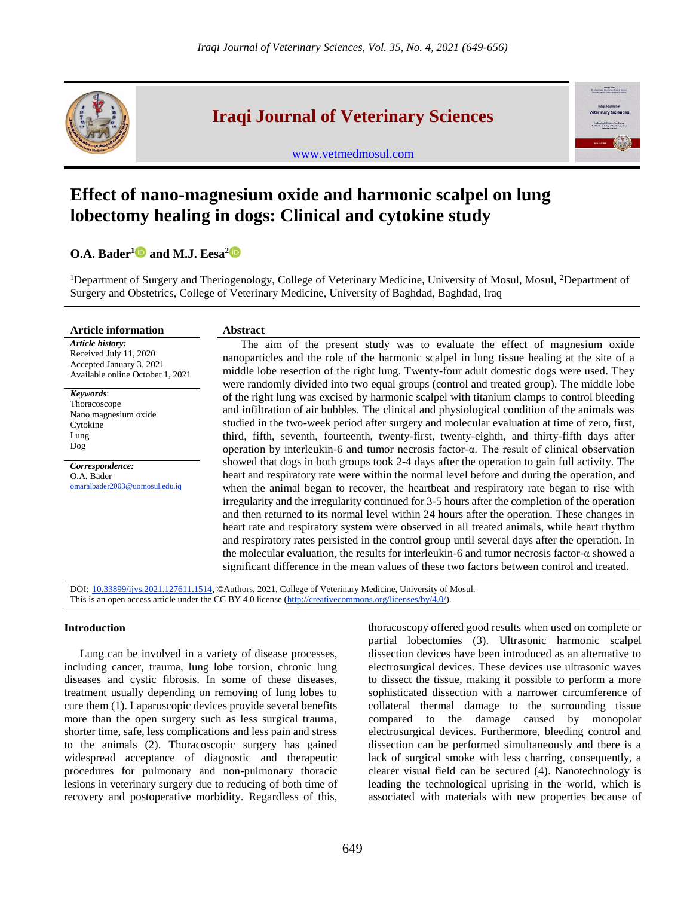# Iraqi Journal of Veterinary Sciences

www.vetmedmosul.com

# Effect of nano-magnesium oxide and harmonic scalpel on lung lobectomy healing in dogs: Clinical and cytokine study

**O.A. Bader[1] and M.J. Eesa[2]**

[1]Department of Surgery and Theriogenology, College of Veterinary Medicine, University of Mosul, Mosul, [2]Department of Surgery and Obstetrics, College of Veterinary Medicine, University of Baghdad, Baghdad, Iraq

## Article information

*Article history:*
Received July 11, 2020
Accepted January 3, 2021
Available online October 1, 2021

*Keywords*:
Thoracoscope
Nano magnesium oxide
Cytokine
Lung
Dog

*Correspondence:*
O.A. Bader
omaralbader2003@uomosul.edu.iq

## Abstract

The aim of the present study was to evaluate the effect of magnesium oxide nanoparticles and the role of the harmonic scalpel in lung tissue healing at the site of a middle lobe resection of the right lung. Twenty-four adult domestic dogs were used. They were randomly divided into two equal groups (control and treated group). The middle lobe of the right lung was excised by harmonic scalpel with titanium clamps to control bleeding and infiltration of air bubbles. The clinical and physiological condition of the animals was studied in the two-week period after surgery and molecular evaluation at time of zero, first, third, fifth, seventh, fourteenth, twenty-first, twenty-eighth, and thirty-fifth days after operation by interleukin-6 and tumor necrosis factor-α. The result of clinical observation showed that dogs in both groups took 2-4 days after the operation to gain full activity. The heart and respiratory rate were within the normal level before and during the operation, and when the animal began to recover, the heartbeat and respiratory rate began to rise with irregularity and the irregularity continued for 3-5 hours after the completion of the operation and then returned to its normal level within 24 hours after the operation. These changes in heart rate and respiratory system were observed in all treated animals, while heart rhythm and respiratory rates persisted in the control group until several days after the operation. In the molecular evaluation, the results for interleukin-6 and tumor necrosis factor-α showed a significant difference in the mean values of these two factors between control and treated.

DOI: 10.33899/ijvs.2021.127611.1514, ©Authors, 2021, College of Veterinary Medicine, University of Mosul.
This is an open access article under the CC BY 4.0 license (http://creativecommons.org/licenses/by/4.0/).

## Introduction

Lung can be involved in a variety of disease processes, including cancer, trauma, lung lobe torsion, chronic lung diseases and cystic fibrosis. In some of these diseases, treatment usually depending on removing of lung lobes to cure them (1). Laparoscopic devices provide several benefits more than the open surgery such as less surgical trauma, shorter time, safe, less complications and less pain and stress to the animals (2). Thoracoscopic surgery has gained widespread acceptance of diagnostic and therapeutic procedures for pulmonary and non-pulmonary thoracic lesions in veterinary surgery due to reducing of both time of recovery and postoperative morbidity. Regardless of this, thoracoscopy offered good results when used on complete or partial lobectomies (3). Ultrasonic harmonic scalpel dissection devices have been introduced as an alternative to electrosurgical devices. These devices use ultrasonic waves to dissect the tissue, making it possible to perform a more sophisticated dissection with a narrower circumference of collateral thermal damage to the surrounding tissue compared to the damage caused by monopolar electrosurgical devices. Furthermore, bleeding control and dissection can be performed simultaneously and there is a lack of surgical smoke with less charring, consequently, a clearer visual field can be secured (4). Nanotechnology is leading the technological uprising in the world, which is associated with materials with new properties because of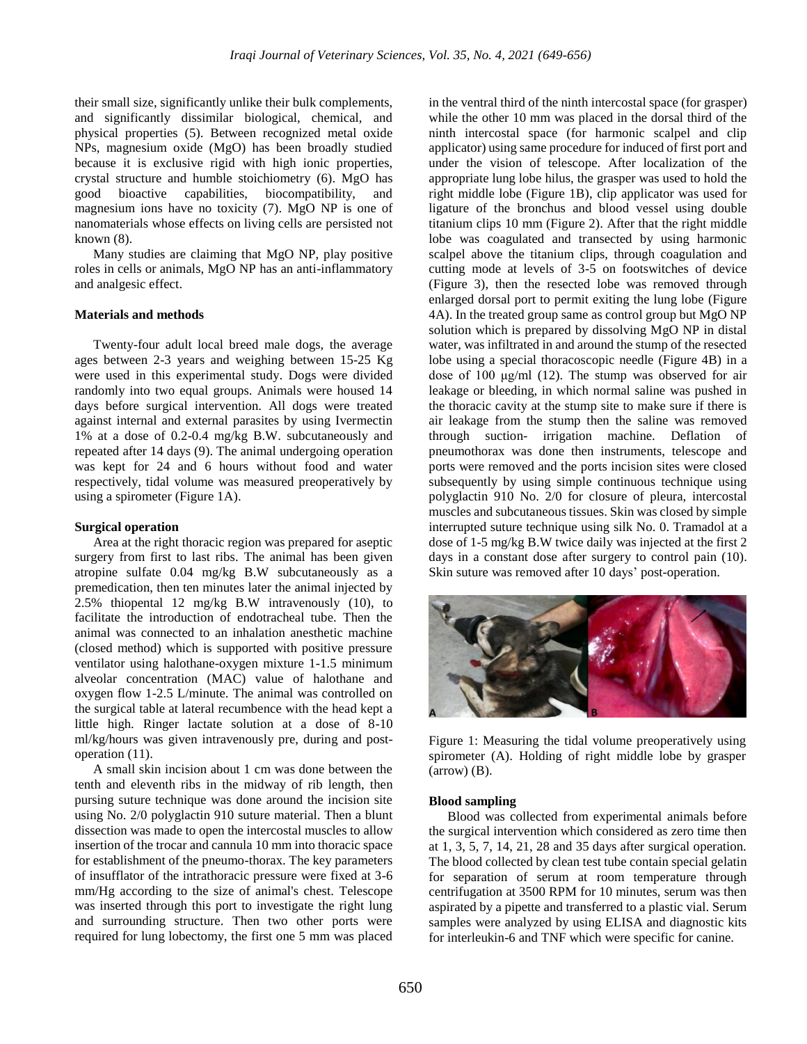their small size, significantly unlike their bulk complements, and significantly dissimilar biological, chemical, and physical properties (5). Between recognized metal oxide NPs, magnesium oxide (MgO) has been broadly studied because it is exclusive rigid with high ionic properties, crystal structure and humble stoichiometry (6). MgO has good bioactive capabilities, biocompatibility, and magnesium ions have no toxicity (7). MgO NP is one of nanomaterials whose effects on living cells are persisted not known (8).

Many studies are claiming that MgO NP, play positive roles in cells or animals, MgO NP has an anti-inflammatory and analgesic effect.

## Materials and methods

Twenty-four adult local breed male dogs, the average ages between 2-3 years and weighing between 15-25 Kg were used in this experimental study. Dogs were divided randomly into two equal groups. Animals were housed 14 days before surgical intervention. All dogs were treated against internal and external parasites by using Ivermectin 1% at a dose of 0.2-0.4 mg/kg B.W. subcutaneously and repeated after 14 days (9). The animal undergoing operation was kept for 24 and 6 hours without food and water respectively, tidal volume was measured preoperatively by using a spirometer (Figure 1A).

### Surgical operation

Area at the right thoracic region was prepared for aseptic surgery from first to last ribs. The animal has been given atropine sulfate 0.04 mg/kg B.W subcutaneously as a premedication, then ten minutes later the animal injected by 2.5% thiopental 12 mg/kg B.W intravenously (10), to facilitate the introduction of endotracheal tube. Then the animal was connected to an inhalation anesthetic machine (closed method) which is supported with positive pressure ventilator using halothane-oxygen mixture 1-1.5 minimum alveolar concentration (MAC) value of halothane and oxygen flow 1-2.5 L/minute. The animal was controlled on the surgical table at lateral recumbence with the head kept a little high. Ringer lactate solution at a dose of 8-10 ml/kg/hours was given intravenously pre, during and post-operation (11).

A small skin incision about 1 cm was done between the tenth and eleventh ribs in the midway of rib length, then pursing suture technique was done around the incision site using No. 2/0 polyglactin 910 suture material. Then a blunt dissection was made to open the intercostal muscles to allow insertion of the trocar and cannula 10 mm into thoracic space for establishment of the pneumo-thorax. The key parameters of insufflator of the intrathoracic pressure were fixed at 3-6 mm/Hg according to the size of animal's chest. Telescope was inserted through this port to investigate the right lung and surrounding structure. Then two other ports were required for lung lobectomy, the first one 5 mm was placed in the ventral third of the ninth intercostal space (for grasper) while the other 10 mm was placed in the dorsal third of the ninth intercostal space (for harmonic scalpel and clip applicator) using same procedure for induced of first port and under the vision of telescope. After localization of the appropriate lung lobe hilus, the grasper was used to hold the right middle lobe (Figure 1B), clip applicator was used for ligature of the bronchus and blood vessel using double titanium clips 10 mm (Figure 2). After that the right middle lobe was coagulated and transected by using harmonic scalpel above the titanium clips, through coagulation and cutting mode at levels of 3-5 on footswitches of device (Figure 3), then the resected lobe was removed through enlarged dorsal port to permit exiting the lung lobe (Figure 4A). In the treated group same as control group but MgO NP solution which is prepared by dissolving MgO NP in distal water, was infiltrated in and around the stump of the resected lobe using a special thoracoscopic needle (Figure 4B) in a dose of 100 μg/ml (12). The stump was observed for air leakage or bleeding, in which normal saline was pushed in the thoracic cavity at the stump site to make sure if there is air leakage from the stump then the saline was removed through suction- irrigation machine. Deflation of pneumothorax was done then instruments, telescope and ports were removed and the ports incision sites were closed subsequently by using simple continuous technique using polyglactin 910 No. 2/0 for closure of pleura, intercostal muscles and subcutaneous tissues. Skin was closed by simple interrupted suture technique using silk No. 0. Tramadol at a dose of 1-5 mg/kg B.W twice daily was injected at the first 2 days in a constant dose after surgery to control pain (10). Skin suture was removed after 10 days' post-operation.

Figure 1: Measuring the tidal volume preoperatively using spirometer (A). Holding of right middle lobe by grasper (arrow) (B).

### Blood sampling

Blood was collected from experimental animals before the surgical intervention which considered as zero time then at 1, 3, 5, 7, 14, 21, 28 and 35 days after surgical operation. The blood collected by clean test tube contain special gelatin for separation of serum at room temperature through centrifugation at 3500 RPM for 10 minutes, serum was then aspirated by a pipette and transferred to a plastic vial. Serum samples were analyzed by using ELISA and diagnostic kits for interleukin-6 and TNF which were specific for canine.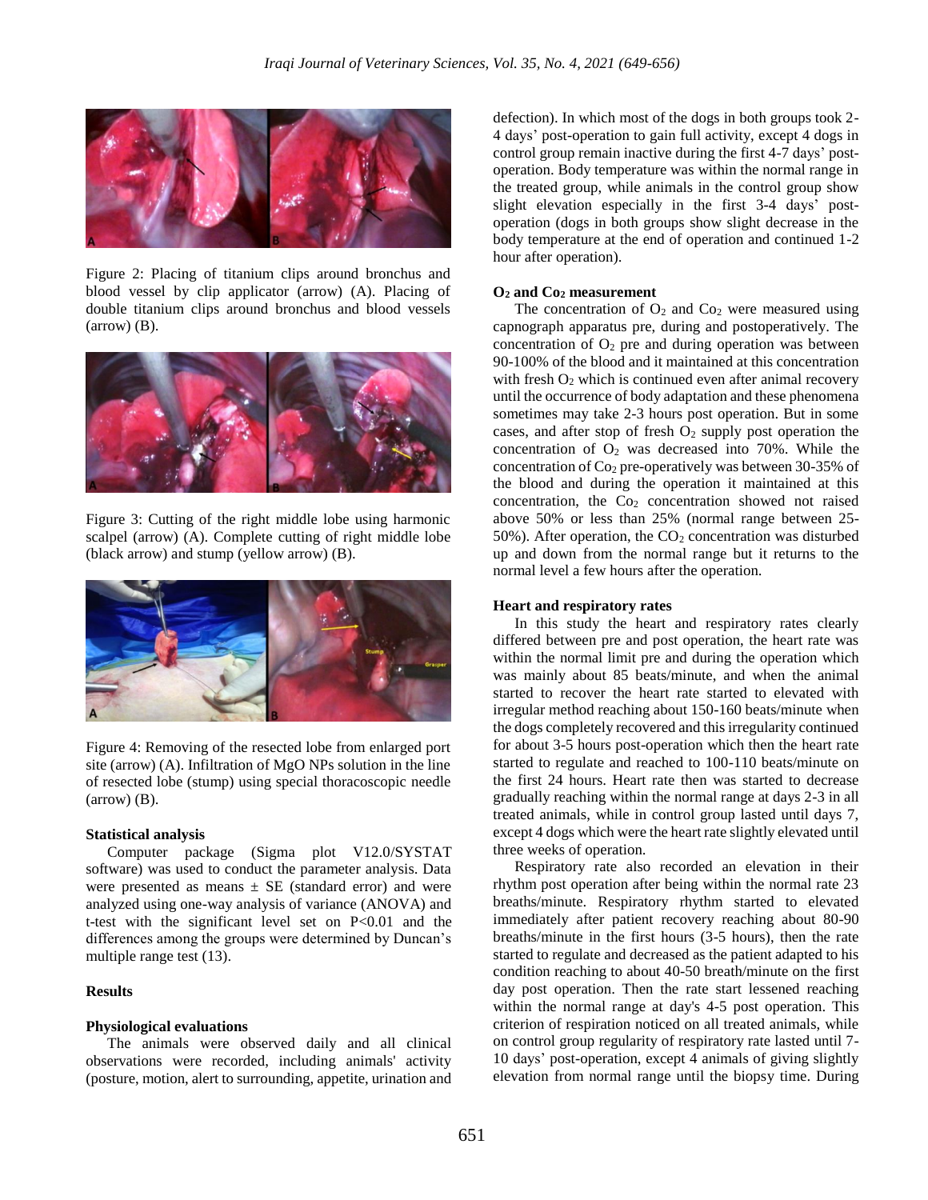Figure 2: Placing of titanium clips around bronchus and blood vessel by clip applicator (arrow) (A). Placing of double titanium clips around bronchus and blood vessels (arrow) (B).

Figure 3: Cutting of the right middle lobe using harmonic scalpel (arrow) (A). Complete cutting of right middle lobe (black arrow) and stump (yellow arrow) (B).

Figure 4: Removing of the resected lobe from enlarged port site (arrow) (A). Infiltration of MgO NPs solution in the line of resected lobe (stump) using special thoracoscopic needle (arrow) (B).

#### Statistical analysis

Computer package (Sigma plot V12.0/SYSTAT software) was used to conduct the parameter analysis. Data were presented as means ± SE (standard error) and were analyzed using one-way analysis of variance (ANOVA) and t-test with the significant level set on $P<0.01$ and the differences among the groups were determined by Duncan's multiple range test (13).

### Results

#### Physiological evaluations

The animals were observed daily and all clinical observations were recorded, including animals' activity (posture, motion, alert to surrounding, appetite, urination and defection). In which most of the dogs in both groups took 2-4 days' post-operation to gain full activity, except 4 dogs in control group remain inactive during the first 4-7 days' post-operation. Body temperature was within the normal range in the treated group, while animals in the control group show slight elevation especially in the first 3-4 days' post-operation (dogs in both groups show slight decrease in the body temperature at the end of operation and continued 1-2 hour after operation).

#### $O_2$ and $Co_2$ measurement

The concentration of $O_2$ and $Co_2$ were measured using capnograph apparatus pre, during and postoperatively. The concentration of $O_2$ pre and during operation was between 90-100% of the blood and it maintained at this concentration with fresh $O_2$ which is continued even after animal recovery until the occurrence of body adaptation and these phenomena sometimes may take 2-3 hours post operation. But in some cases, and after stop of fresh $O_2$ supply post operation the concentration of $O_2$ was decreased into 70%. While the concentration of $Co_2$ pre-operatively was between 30-35% of the blood and during the operation it maintained at this concentration, the $Co_2$ concentration showed not raised above 50% or less than 25% (normal range between 25-50%). After operation, the $CO_2$ concentration was disturbed up and down from the normal range but it returns to the normal level a few hours after the operation.

#### Heart and respiratory rates

In this study the heart and respiratory rates clearly differed between pre and post operation, the heart rate was within the normal limit pre and during the operation which was mainly about 85 beats/minute, and when the animal started to recover the heart rate started to elevated with irregular method reaching about 150-160 beats/minute when the dogs completely recovered and this irregularity continued for about 3-5 hours post-operation which then the heart rate started to regulate and reached to 100-110 beats/minute on the first 24 hours. Heart rate then was started to decrease gradually reaching within the normal range at days 2-3 in all treated animals, while in control group lasted until days 7, except 4 dogs which were the heart rate slightly elevated until three weeks of operation.

Respiratory rate also recorded an elevation in their rhythm post operation after being within the normal rate 23 breaths/minute. Respiratory rhythm started to elevated immediately after patient recovery reaching about 80-90 breaths/minute in the first hours (3-5 hours), then the rate started to regulate and decreased as the patient adapted to his condition reaching to about 40-50 breath/minute on the first day post operation. Then the rate start lessened reaching within the normal range at day's 4-5 post operation. This criterion of respiration noticed on all treated animals, while on control group regularity of respiratory rate lasted until 7-10 days' post-operation, except 4 animals of giving slightly elevation from normal range until the biopsy time. During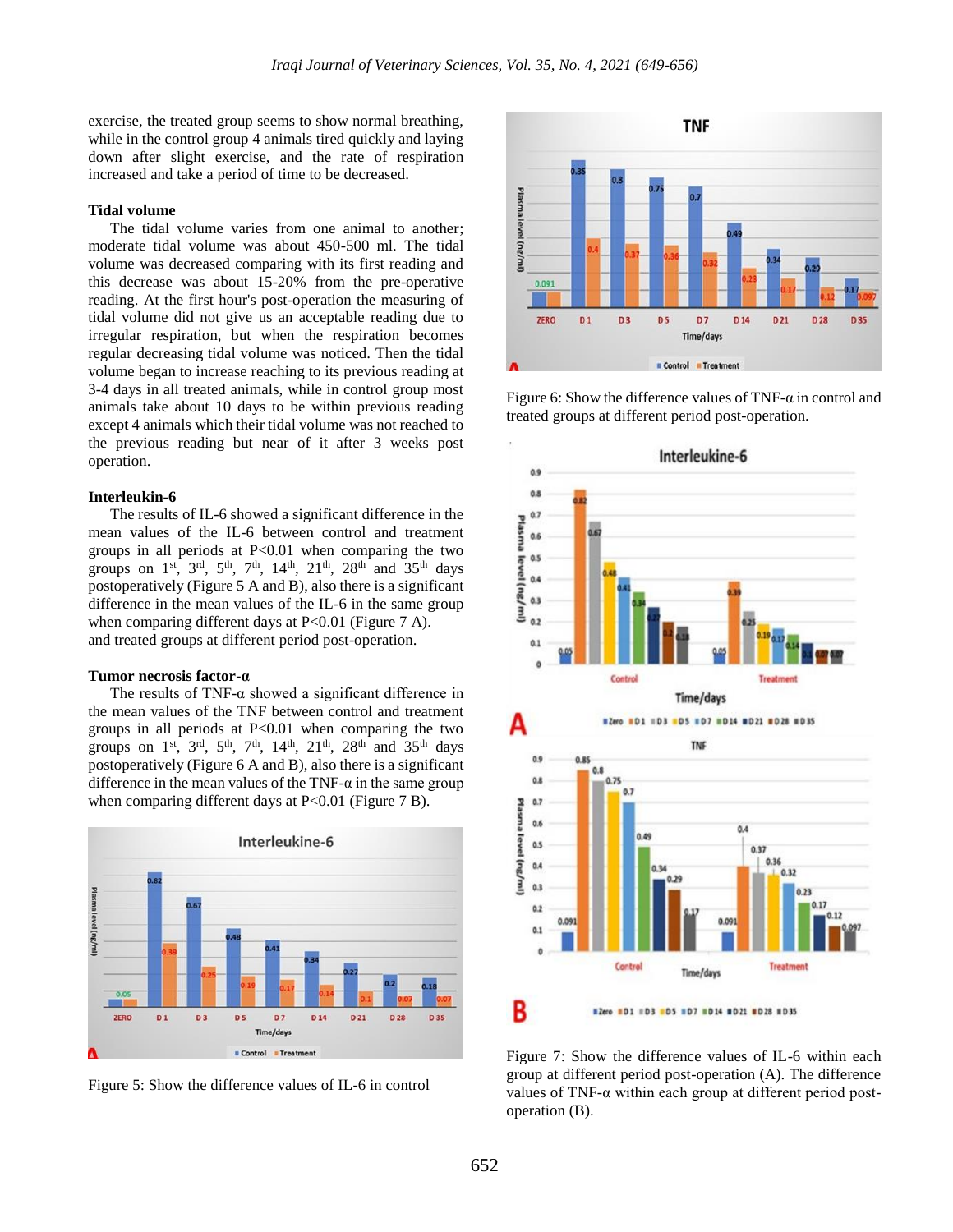exercise, the treated group seems to show normal breathing, while in the control group 4 animals tired quickly and laying down after slight exercise, and the rate of respiration increased and take a period of time to be decreased.

### Tidal volume

The tidal volume varies from one animal to another; moderate tidal volume was about 450-500 ml. The tidal volume was decreased comparing with its first reading and this decrease was about 15-20% from the pre-operative reading. At the first hour's post-operation the measuring of tidal volume did not give us an acceptable reading due to irregular respiration, but when the respiration becomes regular decreasing tidal volume was noticed. Then the tidal volume began to increase reaching to its previous reading at 3-4 days in all treated animals, while in control group most animals take about 10 days to be within previous reading except 4 animals which their tidal volume was not reached to the previous reading but near of it after 3 weeks post operation.

### Interleukin-6

The results of IL-6 showed a significant difference in the mean values of the IL-6 between control and treatment groups in all periods at P<0.01 when comparing the two groups on 1st, 3rd, 5th, 7th, 14th, 21th, 28th and 35th days postoperatively (Figure 5 A and B), also there is a significant difference in the mean values of the IL-6 in the same group when comparing different days at P<0.01 (Figure 7 A).

### Tumor necrosis factor-α

The results of TNF-α showed a significant difference in the mean values of the TNF between control and treatment groups in all periods at P<0.01 when comparing the two groups on 1st, 3rd, 5th, 7th, 14th, 21th, 28th and 35th days postoperatively (Figure 6 A and B), also there is a significant difference in the mean values of the TNF-α in the same group when comparing different days at P<0.01 (Figure 7 B).

Figure 5: Show the difference values of IL-6 in control and treated groups at different period post-operation.

Figure 6: Show the difference values of TNF-α in control and treated groups at different period post-operation.

Figure 7: Show the difference values of IL-6 within each group at different period post-operation (A). The difference values of TNF-α within each group at different period post-operation (B).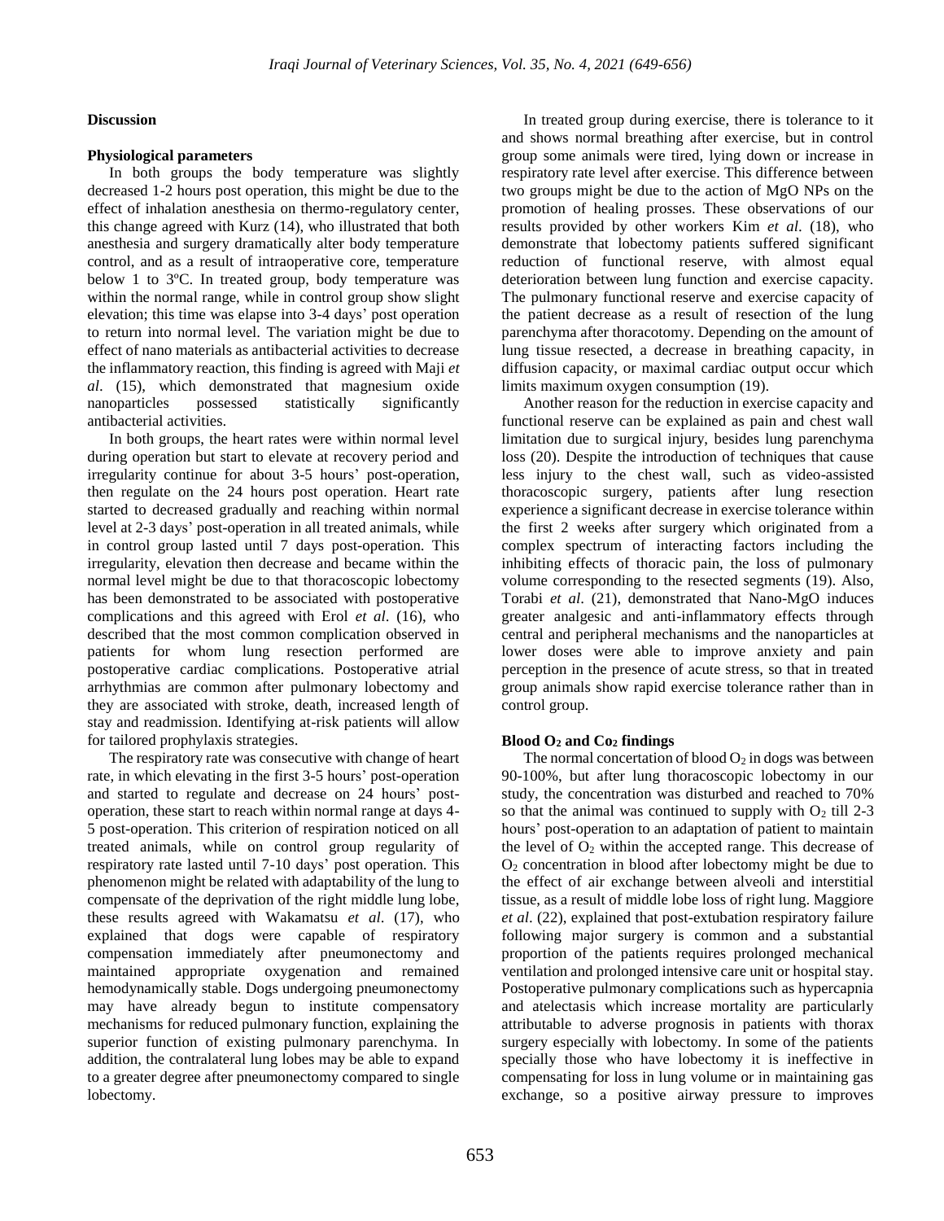## Discussion

### Physiological parameters

In both groups the body temperature was slightly decreased 1-2 hours post operation, this might be due to the effect of inhalation anesthesia on thermo-regulatory center, this change agreed with Kurz (14), who illustrated that both anesthesia and surgery dramatically alter body temperature control, and as a result of intraoperative core, temperature below 1 to 3ºC. In treated group, body temperature was within the normal range, while in control group show slight elevation; this time was elapse into 3-4 days' post operation to return into normal level. The variation might be due to effect of nano materials as antibacterial activities to decrease the inflammatory reaction, this finding is agreed with Maji *et al*. (15), which demonstrated that magnesium oxide nanoparticles possessed statistically significantly antibacterial activities.

In both groups, the heart rates were within normal level during operation but start to elevate at recovery period and irregularity continue for about 3-5 hours' post-operation, then regulate on the 24 hours post operation. Heart rate started to decreased gradually and reaching within normal level at 2-3 days' post-operation in all treated animals, while in control group lasted until 7 days post-operation. This irregularity, elevation then decrease and became within the normal level might be due to that thoracoscopic lobectomy has been demonstrated to be associated with postoperative complications and this agreed with Erol *et al*. (16), who described that the most common complication observed in patients for whom lung resection performed are postoperative cardiac complications. Postoperative atrial arrhythmias are common after pulmonary lobectomy and they are associated with stroke, death, increased length of stay and readmission. Identifying at-risk patients will allow for tailored prophylaxis strategies.

The respiratory rate was consecutive with change of heart rate, in which elevating in the first 3-5 hours' post-operation and started to regulate and decrease on 24 hours' post-operation, these start to reach within normal range at days 4-5 post-operation. This criterion of respiration noticed on all treated animals, while on control group regularity of respiratory rate lasted until 7-10 days' post operation. This phenomenon might be related with adaptability of the lung to compensate of the deprivation of the right middle lung lobe, these results agreed with Wakamatsu *et al*. (17), who explained that dogs were capable of respiratory compensation immediately after pneumonectomy and maintained appropriate oxygenation and remained hemodynamically stable. Dogs undergoing pneumonectomy may have already begun to institute compensatory mechanisms for reduced pulmonary function, explaining the superior function of existing pulmonary parenchyma. In addition, the contralateral lung lobes may be able to expand to a greater degree after pneumonectomy compared to single lobectomy.

In treated group during exercise, there is tolerance to it and shows normal breathing after exercise, but in control group some animals were tired, lying down or increase in respiratory rate level after exercise. This difference between two groups might be due to the action of MgO NPs on the promotion of healing prosses. These observations of our results provided by other workers Kim *et al*. (18), who demonstrate that lobectomy patients suffered significant reduction of functional reserve, with almost equal deterioration between lung function and exercise capacity. The pulmonary functional reserve and exercise capacity of the patient decrease as a result of resection of the lung parenchyma after thoracotomy. Depending on the amount of lung tissue resected, a decrease in breathing capacity, in diffusion capacity, or maximal cardiac output occur which limits maximum oxygen consumption (19).

Another reason for the reduction in exercise capacity and functional reserve can be explained as pain and chest wall limitation due to surgical injury, besides lung parenchyma loss (20). Despite the introduction of techniques that cause less injury to the chest wall, such as video-assisted thoracoscopic surgery, patients after lung resection experience a significant decrease in exercise tolerance within the first 2 weeks after surgery which originated from a complex spectrum of interacting factors including the inhibiting effects of thoracic pain, the loss of pulmonary volume corresponding to the resected segments (19). Also, Torabi *et al*. (21), demonstrated that Nano-MgO induces greater analgesic and anti-inflammatory effects through central and peripheral mechanisms and the nanoparticles at lower doses were able to improve anxiety and pain perception in the presence of acute stress, so that in treated group animals show rapid exercise tolerance rather than in control group.

### Blood $O_2$ and $Co_2$ findings

The normal concertation of blood $O_2$ in dogs was between 90-100%, but after lung thoracoscopic lobectomy in our study, the concentration was disturbed and reached to 70% so that the animal was continued to supply with $O_2$ till 2-3 hours' post-operation to an adaptation of patient to maintain the level of $O_2$ within the accepted range. This decrease of $O_2$ concentration in blood after lobectomy might be due to the effect of air exchange between alveoli and interstitial tissue, as a result of middle lobe loss of right lung. Maggiore *et al*. (22), explained that post-extubation respiratory failure following major surgery is common and a substantial proportion of the patients requires prolonged mechanical ventilation and prolonged intensive care unit or hospital stay. Postoperative pulmonary complications such as hypercapnia and atelectasis which increase mortality are particularly attributable to adverse prognosis in patients with thorax surgery especially with lobectomy. In some of the patients specially those who have lobectomy it is ineffective in compensating for loss in lung volume or in maintaining gas exchange, so a positive airway pressure to improves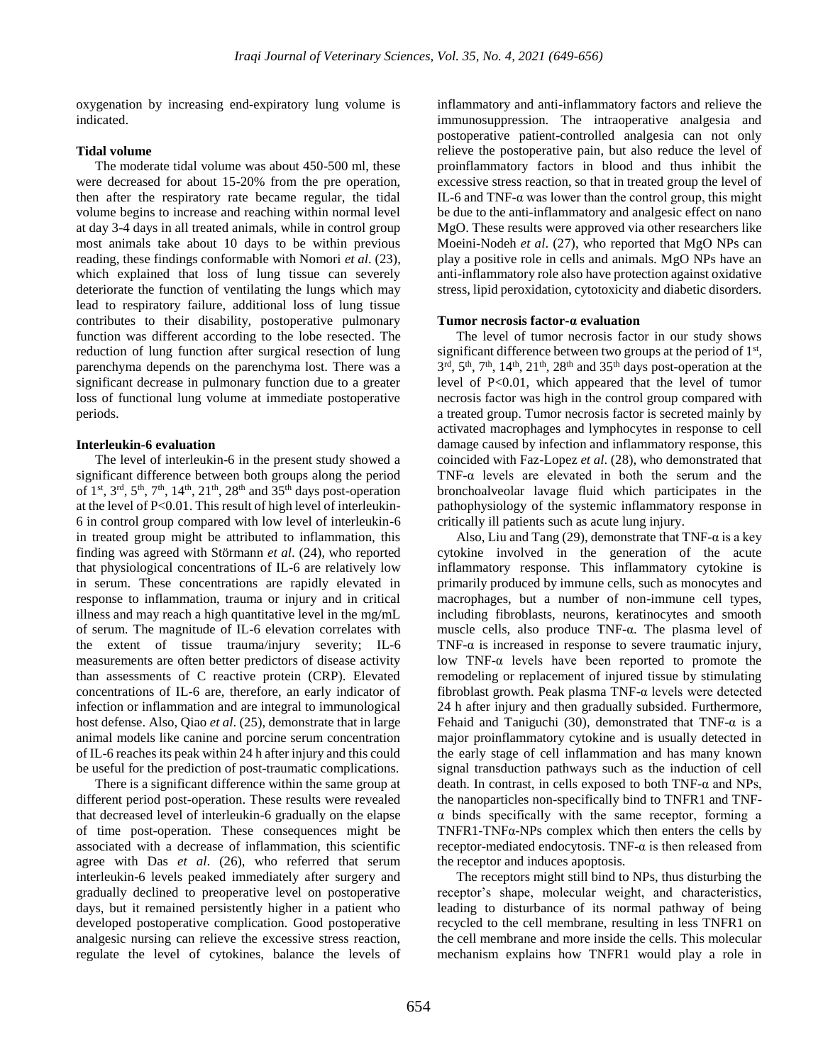oxygenation by increasing end-expiratory lung volume is indicated.

### Tidal volume

The moderate tidal volume was about 450-500 ml, these were decreased for about 15-20% from the pre operation, then after the respiratory rate became regular, the tidal volume begins to increase and reaching within normal level at day 3-4 days in all treated animals, while in control group most animals take about 10 days to be within previous reading, these findings conformable with Nomori *et al*. (23), which explained that loss of lung tissue can severely deteriorate the function of ventilating the lungs which may lead to respiratory failure, additional loss of lung tissue contributes to their disability, postoperative pulmonary function was different according to the lobe resected. The reduction of lung function after surgical resection of lung parenchyma depends on the parenchyma lost. There was a significant decrease in pulmonary function due to a greater loss of functional lung volume at immediate postoperative periods.

### Interleukin-6 evaluation

The level of interleukin-6 in the present study showed a significant difference between both groups along the period of 1st, 3rd, 5th, 7th, 14th, 21st, 28th and 35th days post-operation at the level of $P<0.01$. This result of high level of interleukin-6 in control group compared with low level of interleukin-6 in treated group might be attributed to inflammation, this finding was agreed with Störmann *et al*. (24), who reported that physiological concentrations of IL-6 are relatively low in serum. These concentrations are rapidly elevated in response to inflammation, trauma or injury and in critical illness and may reach a high quantitative level in the mg/mL of serum. The magnitude of IL-6 elevation correlates with the extent of tissue trauma/injury severity; IL-6 measurements are often better predictors of disease activity than assessments of C reactive protein (CRP). Elevated concentrations of IL-6 are, therefore, an early indicator of infection or inflammation and are integral to immunological host defense. Also, Qiao *et al*. (25), demonstrate that in large animal models like canine and porcine serum concentration of IL-6 reaches its peak within 24 h after injury and this could be useful for the prediction of post-traumatic complications.

There is a significant difference within the same group at different period post-operation. These results were revealed that decreased level of interleukin-6 gradually on the elapse of time post-operation. These consequences might be associated with a decrease of inflammation, this scientific agree with Das *et al*. (26), who referred that serum interleukin-6 levels peaked immediately after surgery and gradually declined to preoperative level on postoperative days, but it remained persistently higher in a patient who developed postoperative complication. Good postoperative analgesic nursing can relieve the excessive stress reaction, regulate the level of cytokines, balance the levels of inflammatory and anti-inflammatory factors and relieve the immunosuppression. The intraoperative analgesia and postoperative patient-controlled analgesia can not only relieve the postoperative pain, but also reduce the level of proinflammatory factors in blood and thus inhibit the excessive stress reaction, so that in treated group the level of IL-6 and TNF-α was lower than the control group, this might be due to the anti-inflammatory and analgesic effect on nano MgO. These results were approved via other researchers like Moeini-Nodeh *et al*. (27), who reported that MgO NPs can play a positive role in cells and animals. MgO NPs have an anti-inflammatory role also have protection against oxidative stress, lipid peroxidation, cytotoxicity and diabetic disorders.

### Tumor necrosis factor-α evaluation

The level of tumor necrosis factor in our study shows significant difference between two groups at the period of 1st, 3rd, 5th, 7th, 14th, 21th, 28th and 35th days post-operation at the level of $P<0.01$, which appeared that the level of tumor necrosis factor was high in the control group compared with a treated group. Tumor necrosis factor is secreted mainly by activated macrophages and lymphocytes in response to cell damage caused by infection and inflammatory response, this coincided with Faz-Lopez *et al*. (28), who demonstrated that TNF-α levels are elevated in both the serum and the bronchoalveolar lavage fluid which participates in the pathophysiology of the systemic inflammatory response in critically ill patients such as acute lung injury.

Also, Liu and Tang (29), demonstrate that TNF-α is a key cytokine involved in the generation of the acute inflammatory response. This inflammatory cytokine is primarily produced by immune cells, such as monocytes and macrophages, but a number of non-immune cell types, including fibroblasts, neurons, keratinocytes and smooth muscle cells, also produce TNF-α. The plasma level of TNF-α is increased in response to severe traumatic injury, low TNF-α levels have been reported to promote the remodeling or replacement of injured tissue by stimulating fibroblast growth. Peak plasma TNF-α levels were detected 24 h after injury and then gradually subsided. Furthermore, Fehaid and Taniguchi (30), demonstrated that TNF-α is a major proinflammatory cytokine and is usually detected in the early stage of cell inflammation and has many known signal transduction pathways such as the induction of cell death. In contrast, in cells exposed to both TNF-α and NPs, the nanoparticles non-specifically bind to TNFR1 and TNF-α binds specifically with the same receptor, forming a TNFR1-TNFα-NPs complex which then enters the cells by receptor-mediated endocytosis. TNF-α is then released from the receptor and induces apoptosis.

The receptors might still bind to NPs, thus disturbing the receptor's shape, molecular weight, and characteristics, leading to disturbance of its normal pathway of being recycled to the cell membrane, resulting in less TNFR1 on the cell membrane and more inside the cells. This molecular mechanism explains how TNFR1 would play a role in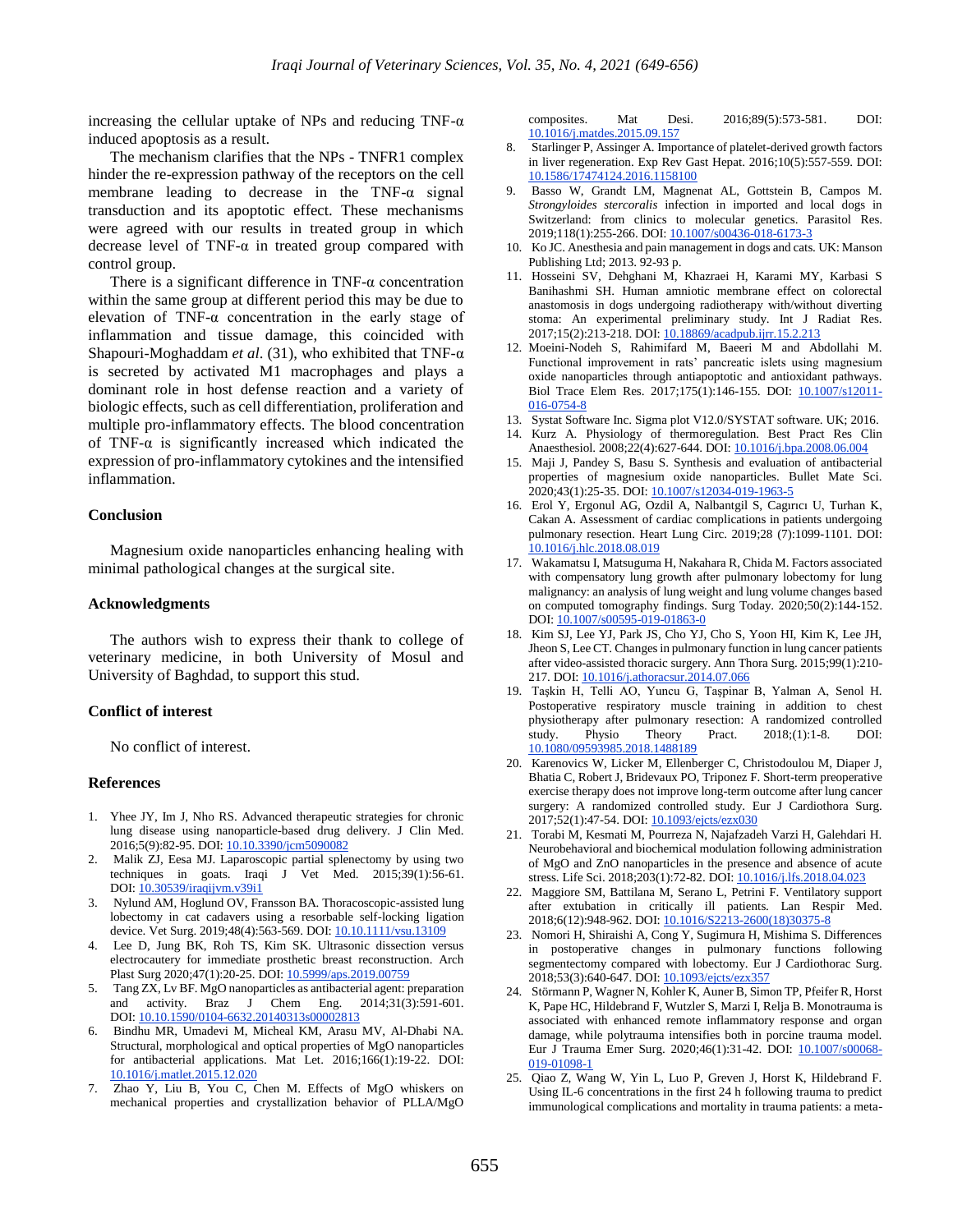increasing the cellular uptake of NPs and reducing TNF-α induced apoptosis as a result.

The mechanism clarifies that the NPs - TNFR1 complex hinder the re-expression pathway of the receptors on the cell membrane leading to decrease in the TNF-α signal transduction and its apoptotic effect. These mechanisms were agreed with our results in treated group in which decrease level of TNF-α in treated group compared with control group.

There is a significant difference in TNF-α concentration within the same group at different period this may be due to elevation of TNF-α concentration in the early stage of inflammation and tissue damage, this coincided with Shapouri-Moghaddam *et al*. (31), who exhibited that TNF-α is secreted by activated M1 macrophages and plays a dominant role in host defense reaction and a variety of biologic effects, such as cell differentiation, proliferation and multiple pro-inflammatory effects. The blood concentration of TNF-α is significantly increased which indicated the expression of pro-inflammatory cytokines and the intensified inflammation.

## Conclusion

Magnesium oxide nanoparticles enhancing healing with minimal pathological changes at the surgical site.

## Acknowledgments

The authors wish to express their thank to college of veterinary medicine, in both University of Mosul and University of Baghdad, to support this stud.

## Conflict of interest

No conflict of interest.

## References

1. Yhee JY, Im J, Nho RS. Advanced therapeutic strategies for chronic lung disease using nanoparticle-based drug delivery. J Clin Med. 2016;5(9):82-95. DOI: 10.10.3390/jcm5090082
2. Malik ZJ, Eesa MJ. Laparoscopic partial splenectomy by using two techniques in goats. Iraqi J Vet Med. 2015;39(1):56-61. DOI: 10.30539/iraqijvm.v39i1
3. Nylund AM, Hoglund OV, Fransson BA. Thoracoscopic-assisted lung lobectomy in cat cadavers using a resorbable self-locking ligation device. Vet Surg. 2019;48(4):563-569. DOI: 10.10.1111/vsu.13109
4. Lee D, Jung BK, Roh TS, Kim SK. Ultrasonic dissection versus electrocautery for immediate prosthetic breast reconstruction. Arch Plast Surg 2020;47(1):20-25. DOI: 10.5999/aps.2019.00759
5. Tang ZX, Lv BF. MgO nanoparticles as antibacterial agent: preparation and activity. Braz J Chem Eng. 2014;31(3):591-601. DOI: 10.10.1590/0104-6632.20140313s00002813
6. Bindhu MR, Umadevi M, Micheal KM, Arasu MV, Al-Dhabi NA. Structural, morphological and optical properties of MgO nanoparticles for antibacterial applications. Mat Let. 2016;166(1):19-22. DOI: 10.1016/j.matlet.2015.12.020
7. Zhao Y, Liu B, You C, Chen M. Effects of MgO whiskers on mechanical properties and crystallization behavior of PLLA/MgO composites. Mat Desi. 2016;89(5):573-581. DOI: 10.1016/j.matdes.2015.09.157
8. Starlinger P, Assinger A. Importance of platelet-derived growth factors in liver regeneration. Exp Rev Gast Hepat. 2016;10(5):557-559. DOI: 10.1586/17474124.2016.1158100
9. Basso W, Grandt LM, Magnenat AL, Gottstein B, Campos M. *Strongyloides stercoralis* infection in imported and local dogs in Switzerland: from clinics to molecular genetics. Parasitol Res. 2019;118(1):255-266. DOI: 10.1007/s00436-018-6173-3
10. Ko JC. Anesthesia and pain management in dogs and cats. UK: Manson Publishing Ltd; 2013. 92-93 p.
11. Hosseini SV, Dehghani M, Khazraei H, Karami MY, Karbasi S Banihashmi SH. Human amniotic membrane effect on colorectal anastomosis in dogs undergoing radiotherapy with/without diverting stoma: An experimental preliminary study. Int J Radiat Res. 2017;15(2):213-218. DOI: 10.18869/acadpub.ijrr.15.2.213
12. Moeini-Nodeh S, Rahimifard M, Baeeri M and Abdollahi M. Functional improvement in rats' pancreatic islets using magnesium oxide nanoparticles through antiapoptotic and antioxidant pathways. Biol Trace Elem Res. 2017;175(1):146-155. DOI: 10.1007/s12011-016-0754-8
13. Systat Software Inc. Sigma plot V12.0/SYSTAT software. UK; 2016.
14. Kurz A. Physiology of thermoregulation. Best Pract Res Clin Anaesthesiol. 2008;22(4):627-644. DOI: 10.1016/j.bpa.2008.06.004
15. Maji J, Pandey S, Basu S. Synthesis and evaluation of antibacterial properties of magnesium oxide nanoparticles. Bullet Mate Sci. 2020;43(1):25-35. DOI: 10.1007/s12034-019-1963-5
16. Erol Y, Ergonul AG, Ozdil A, Nalbantgil S, Cagırıcı U, Turhan K, Cakan A. Assessment of cardiac complications in patients undergoing pulmonary resection. Heart Lung Circ. 2019;28 (7):1099-1101. DOI: 10.1016/j.hlc.2018.08.019
17. Wakamatsu I, Matsuguma H, Nakahara R, Chida M. Factors associated with compensatory lung growth after pulmonary lobectomy for lung malignancy: an analysis of lung weight and lung volume changes based on computed tomography findings. Surg Today. 2020;50(2):144-152. DOI: 10.1007/s00595-019-01863-0
18. Kim SJ, Lee YJ, Park JS, Cho YJ, Cho S, Yoon HI, Kim K, Lee JH, Jheon S, Lee CT. Changes in pulmonary function in lung cancer patients after video-assisted thoracic surgery. Ann Thora Surg. 2015;99(1):210-217. DOI: 10.1016/j.athoracsur.2014.07.066
19. Taşkin H, Telli AO, Yuncu G, Taşpinar B, Yalman A, Senol H. Postoperative respiratory muscle training in addition to chest physiotherapy after pulmonary resection: A randomized controlled study. Physio Theory Pract. 2018;(1):1-8. DOI: 10.1080/09593985.2018.1488189
20. Karenovics W, Licker M, Ellenberger C, Christodoulou M, Diaper J, Bhatia C, Robert J, Bridevaux PO, Triponez F. Short-term preoperative exercise therapy does not improve long-term outcome after lung cancer surgery: A randomized controlled study. Eur J Cardiothora Surg. 2017;52(1):47-54. DOI: 10.1093/ejcts/ezx030
21. Torabi M, Kesmati M, Pourreza N, Najafzadeh Varzi H, Galehdari H. Neurobehavioral and biochemical modulation following administration of MgO and ZnO nanoparticles in the presence and absence of acute stress. Life Sci. 2018;203(1):72-82. DOI: 10.1016/j.lfs.2018.04.023
22. Maggiore SM, Battilana M, Serano L, Petrini F. Ventilatory support after extubation in critically ill patients. Lan Respir Med. 2018;6(12):948-962. DOI: 10.1016/S2213-2600(18)30375-8
23. Nomori H, Shiraishi A, Cong Y, Sugimura H, Mishima S. Differences in postoperative changes in pulmonary functions following segmentectomy compared with lobectomy. Eur J Cardiothorac Surg. 2018;53(3):640-647. DOI: 10.1093/ejcts/ezx357
24. Störmann P, Wagner N, Kohler K, Auner B, Simon TP, Pfeifer R, Horst K, Pape HC, Hildebrand F, Wutzler S, Marzi I, Relja B. Monotrauma is associated with enhanced remote inflammatory response and organ damage, while polytrauma intensifies both in porcine trauma model. Eur J Trauma Emer Surg. 2020;46(1):31-42. DOI: 10.1007/s00068-019-01098-1
25. Qiao Z, Wang W, Yin L, Luo P, Greven J, Horst K, Hildebrand F. Using IL-6 concentrations in the first 24 h following trauma to predict immunological complications and mortality in trauma patients: a meta-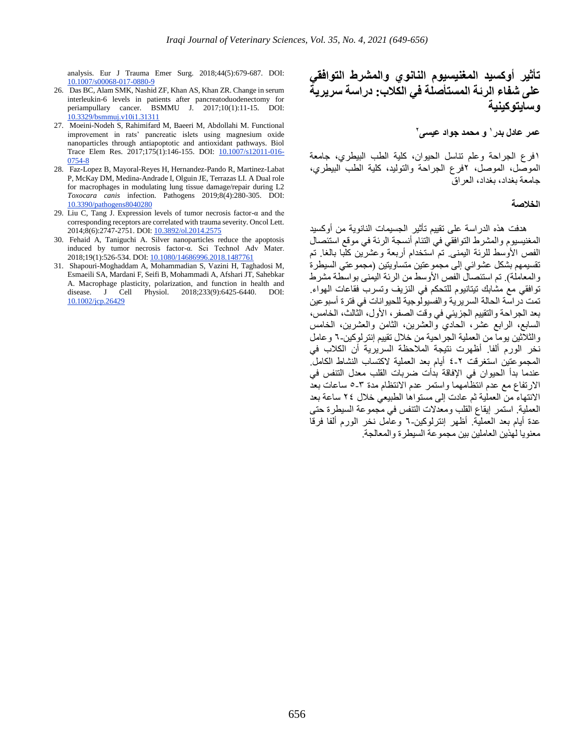analysis. Eur J Trauma Emer Surg. 2018;44(5):679-687. DOI: 10.1007/s00068-017-0880-9

26. Das BC, Alam SMK, Nashid ZF, Khan AS, Khan ZR. Change in serum interleukin-6 levels in patients after pancreatoduodenectomy for periampullary cancer. BSMMU J. 2017;10(1):11-15. DOI: 10.3329/bsmmuj.v10i1.31311
27. Moeini-Nodeh S, Rahimifard M, Baeeri M, Abdollahi M. Functional improvement in rats' pancreatic islets using magnesium oxide nanoparticles through antiapoptotic and antioxidant pathways. Biol Trace Elem Res. 2017;175(1):146-155. DOI: 10.1007/s12011-016-0754-8
28. Faz-Lopez B, Mayoral-Reyes H, Hernandez-Pando R, Martinez-Labat P, McKay DM, Medina-Andrade I, Olguin JE, Terrazas LI. A Dual role for macrophages in modulating lung tissue damage/repair during L2 *Toxocara canis* infection. Pathogens 2019;8(4):280-305. DOI: 10.3390/pathogens8040280
29. Liu C, Tang J. Expression levels of tumor necrosis factor-α and the corresponding receptors are correlated with trauma severity. Oncol Lett. 2014;8(6):2747-2751. DOI: 10.3892/ol.2014.2575
30. Fehaid A, Taniguchi A. Silver nanoparticles reduce the apoptosis induced by tumor necrosis factor-α. Sci Technol Adv Mater. 2018;19(1):526-534. DOI: 10.1080/14686996.2018.1487761
31. Shapouri-Moghaddam A, Mohammadian S, Vazini H, Taghadosi M, Esmaeili SA, Mardani F, Seifi B, Mohammadi A, Afshari JT, Sahebkar A. Macrophage plasticity, polarization, and function in health and disease. J Cell Physiol. 2018;233(9):6425-6440. DOI: 10.1002/jcp.26429

# تأثير أوكسيد المغنيسيوم النانوي والمشرط التوافقي على شفاء الرئة المستأصلة في الكلاب: دراسة سريرية وسايتوكينية

**عمر عادل بدر[١] و محمد جواد عيسى[٢]**

[١]فرع الجراحة وعلم تناسل الحيوان، كلية الطب البيطري، جامعة الموصل، الموصل، [٢]فرع الجراحة والتوليد، كلية الطب البيطري، جامعة بغداد، بغداد، العراق

## الخلاصة

هدفت هذه الدراسة على تقييم تأثير الجسيمات النانوية من أوكسيد المغنيسيوم والمشرط التوافقي في التئام أنسجة الرئة في موقع استئصال الفص الأوسط للرئة اليمنى. تم استخدام أربعة وعشرين كلبا بالغا. تم تقسيمهم بشكل عشوائي إلى مجموعتين متساويتين (مجموعتي السيطرة والمعاملة). تم استئصال الفص الأوسط من الرئة اليمنى بواسطة مشرط توافقي مع مشابك تيتانيوم للتحكم في النزيف وتسرب فقاعات الهواء. تمت دراسة الحالة السريرية والفسيولوجية للحيوانات في فترة أسبوعين بعد الجراحة والتقييم الجزيئي في وقت الصفر، الأول، الثالث، الخامس، السابع، الرابع عشر، الحادي والعشرين، الثامن والعشرين، الخامس والثلاثين يوما من العملية الجراحية من خلال تقييم إنترلوكين-٦ وعامل نخر الورم ألفا. أظهرت نتيجة الملاحظة السريرية أن الكلاب في المجموعتين استغرقت ٢-٤ أيام بعد العملية لاكتساب النشاط الكامل. عندما بدأ الحيوان في الإفاقة بدأت ضربات القلب معدل التنفس في الارتفاع مع عدم انتظامهما واستمر عدم الانتظام مدة ٣-٥ ساعات بعد الانتهاء من العملية ثم عادت إلى مستواها الطبيعي خلال ٢٤ ساعة بعد العملية. استمر إيقاع القلب ومعدلات التنفس في مجموعة السيطرة حتى عدة أيام بعد العملية. أظهر إنترلوكين-٦ وعامل نخر الورم ألفا فرقا معنويا لهذين العاملين بين مجموعة السيطرة والمعالجة.